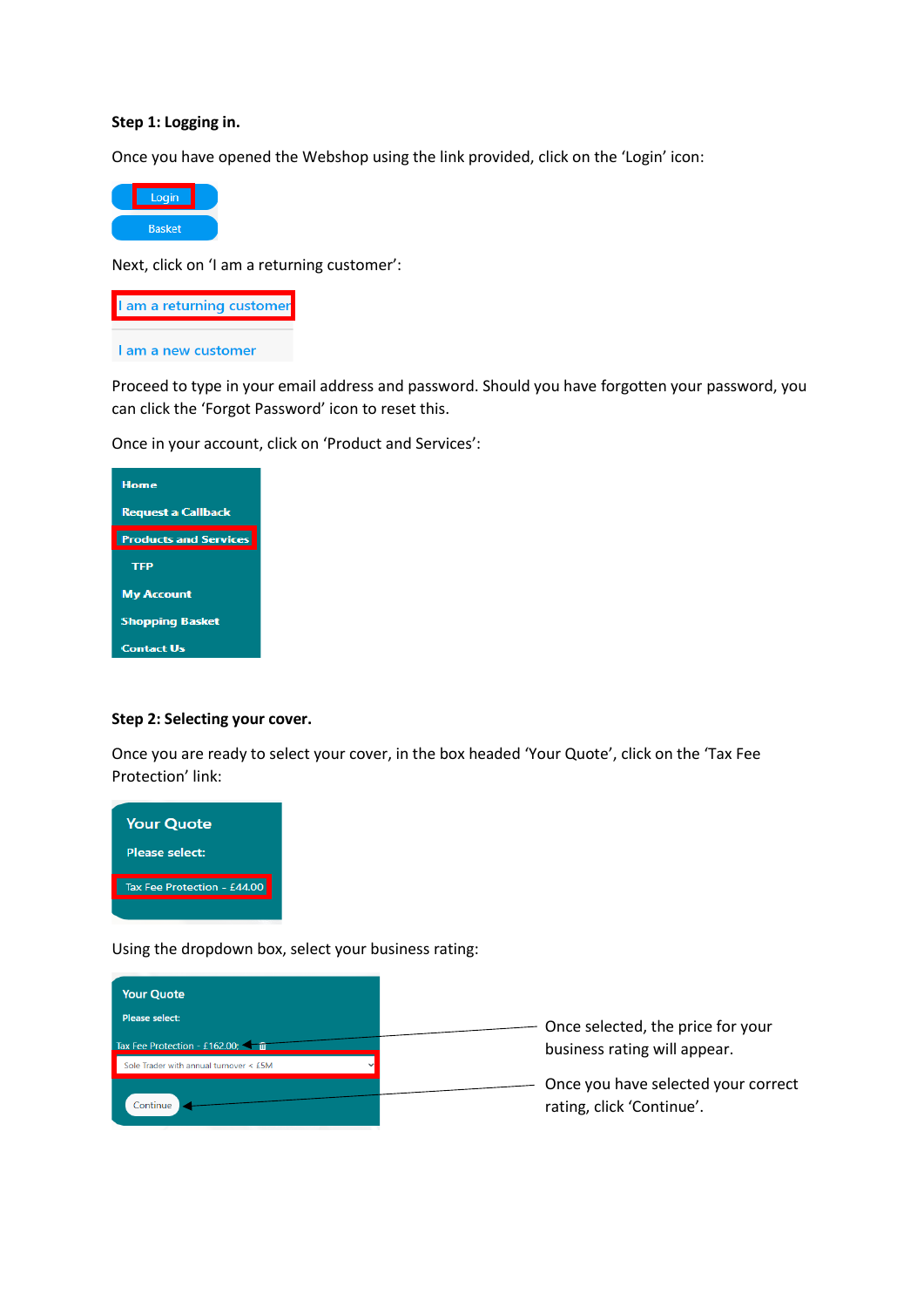**Step 1: Logging in.**

Once you have opened the Webshop using the link provided, click on the 'Login' icon:

Login

Basket

Next, click on 'I am a returning customer':

I am a returning customer

I am a new customer

Proceed to type in your email address and password. Should you have forgotten your password, you can click the 'Forgot Password' icon to reset this.

Once in your account, click on 'Product and Services':

Home

Request a Callback

Products and Services

TFP

My Account

Shopping Basket

Contact Us

**Step 2: Selecting your cover.**

Once you are ready to select your cover, in the box headed 'Your Quote', click on the 'Tax Fee Protection' link:

Your Quote

Please select:

Tax Fee Protection - £44.00

Using the dropdown box, select your business rating:

Your Quote

Please select:

Tax Fee Protection - £162.00;

Sole Trader with annual turnover < £5M

Continue

Once selected, the price for your business rating will appear.

Once you have selected your correct rating, click 'Continue'.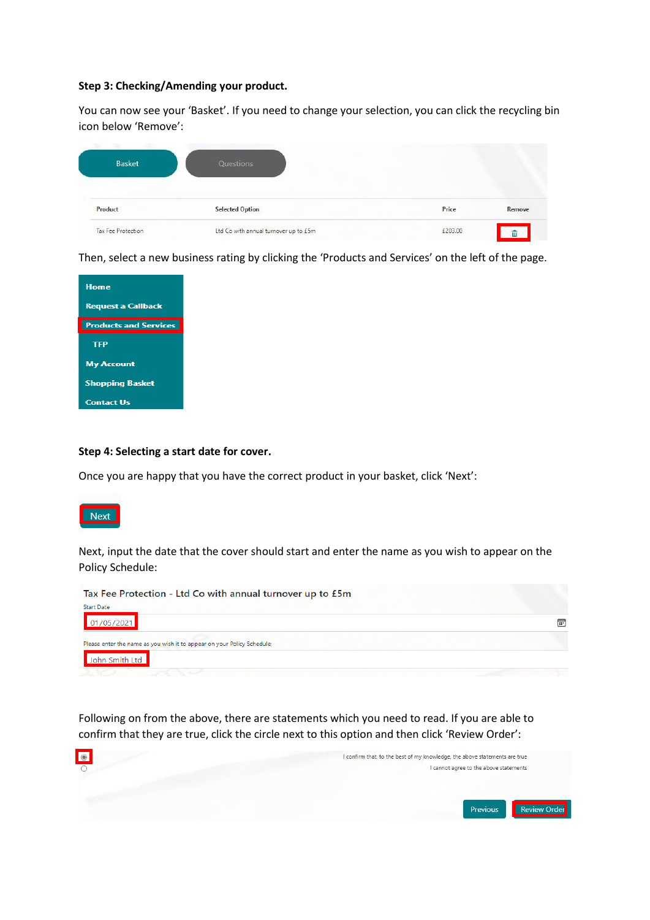**Step 3: Checking/Amending your product.**

You can now see your 'Basket'. If you need to change your selection, you can click the recycling bin icon below 'Remove':

Basket Questions

| Product | Selected Option | Price | Remove |
|---|---|---|---|
| Tax Fee Protection | Ltd Co with annual turnover up to £5m | £203.00 | |

Then, select a new business rating by clicking the 'Products and Services' on the left of the page.

Home
Request a Callback
Products and Services
TFP
My Account
Shopping Basket
Contact Us

**Step 4: Selecting a start date for cover.**

Once you are happy that you have the correct product in your basket, click 'Next':

Next

Next, input the date that the cover should start and enter the name as you wish to appear on the Policy Schedule:

Tax Fee Protection - Ltd Co with annual turnover up to £5m

Start Date

01/05/2021

Please enter the name as you wish it to appear on your Policy Schedule:

John Smith Ltd

Following on from the above, there are statements which you need to read. If you are able to confirm that they are true, click the circle next to this option and then click 'Review Order':

I confirm that, to the best of my knowledge, the above statements are true

I cannot agree to the above statements

Previous Review Order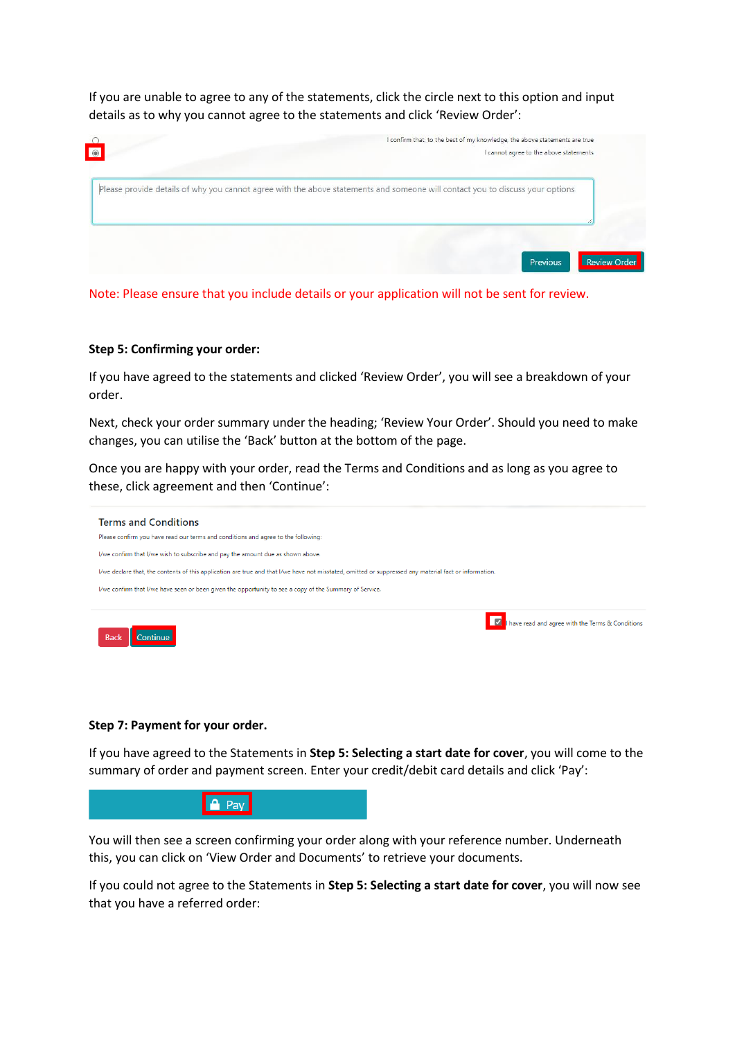If you are unable to agree to any of the statements, click the circle next to this option and input details as to why you cannot agree to the statements and click 'Review Order':

I confirm that, to the best of my knowledge, the above statements are true

I cannot agree to the above statements

Please provide details of why you cannot agree with the above statements and someone will contact you to discuss your options

Previous Review Order

Note: Please ensure that you include details or your application will not be sent for review.

**Step 5: Confirming your order:**

If you have agreed to the statements and clicked 'Review Order', you will see a breakdown of your order.

Next, check your order summary under the heading; 'Review Your Order'. Should you need to make changes, you can utilise the 'Back' button at the bottom of the page.

Once you are happy with your order, read the Terms and Conditions and as long as you agree to these, click agreement and then 'Continue':

Terms and Conditions

Please confirm you have read our terms and conditions and agree to the following:

I/we confirm that I/we wish to subscribe and pay the amount due as shown above.

I/we declare that, the contents of this application are true and that I/we have not misstated, omitted or suppressed any material fact or information.

I/we confirm that I/we have seen or been given the opportunity to see a copy of the Summary of Service.

I have read and agree with the Terms & Conditions

Back Continue

**Step 7: Payment for your order.**

If you have agreed to the Statements in **Step 5: Selecting a start date for cover**, you will come to the summary of order and payment screen. Enter your credit/debit card details and click 'Pay':

Pay

You will then see a screen confirming your order along with your reference number. Underneath this, you can click on 'View Order and Documents' to retrieve your documents.

If you could not agree to the Statements in **Step 5: Selecting a start date for cover**, you will now see that you have a referred order: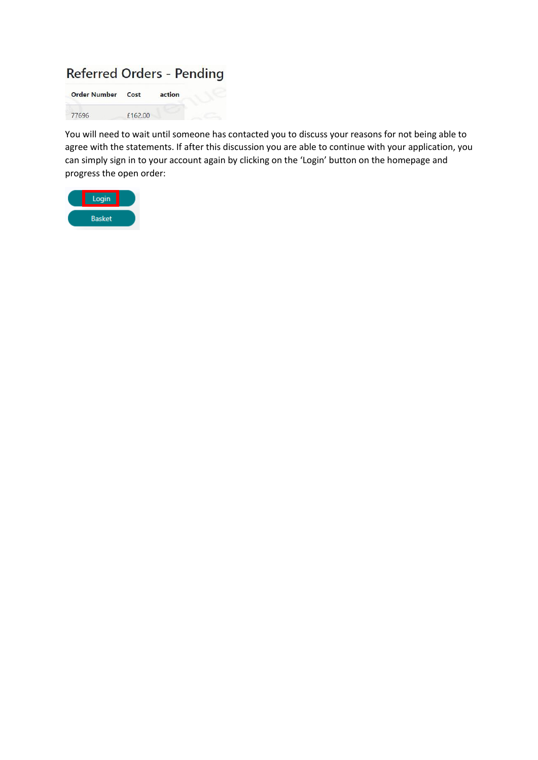## Referred Orders - Pending

| Order Number | Cost | action |
| --- | --- | --- |
| 77696 | £162.00 | |

You will need to wait until someone has contacted you to discuss your reasons for not being able to agree with the statements. If after this discussion you are able to continue with your application, you can simply sign in to your account again by clicking on the 'Login' button on the homepage and progress the open order:

Login

Basket